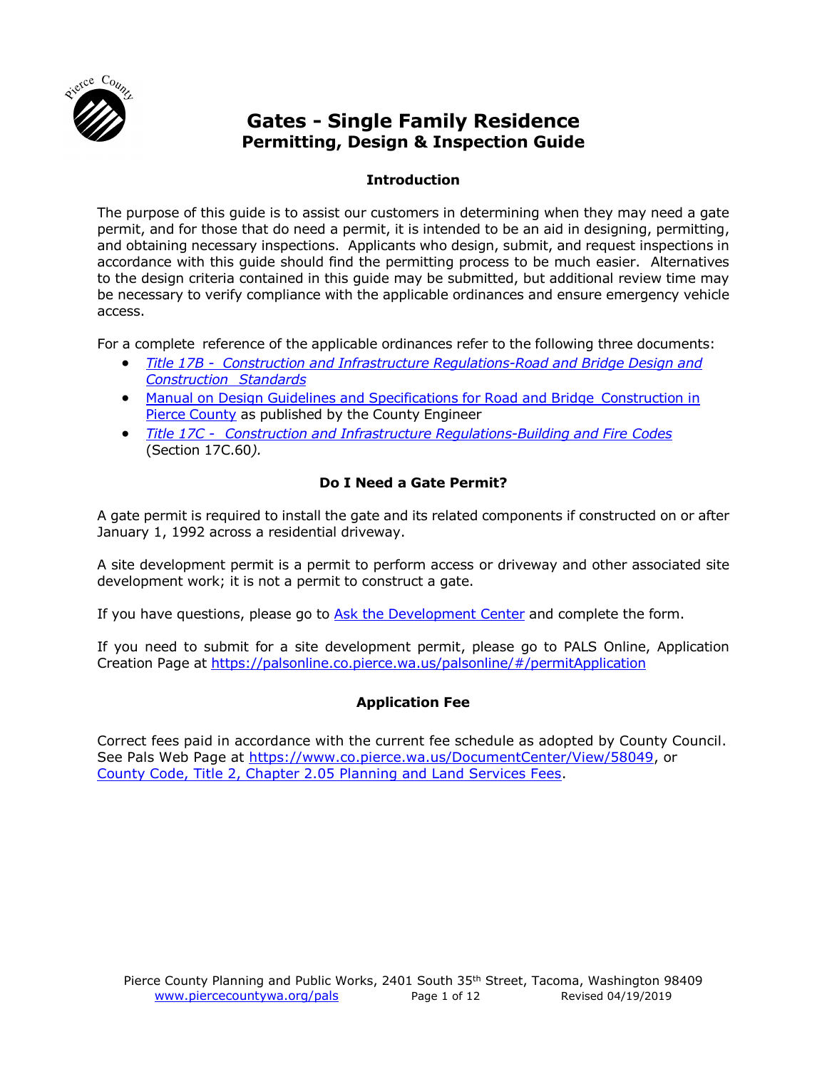# Gates - Single Family Residence

## Permitting, Design & Inspection Guide

### Introduction

The purpose of this guide is to assist our customers in determining when they may need a gate permit, and for those that do need a permit, it is intended to be an aid in designing, permitting, and obtaining necessary inspections. Applicants who design, submit, and request inspections in accordance with this guide should find the permitting process to be much easier. Alternatives to the design criteria contained in this guide may be submitted, but additional review time may be necessary to verify compliance with the applicable ordinances and ensure emergency vehicle access.

For a complete reference of the applicable ordinances refer to the following three documents:

- *Title 17B - Construction and Infrastructure Regulations-Road and Bridge Design and Construction Standards*
- Manual on Design Guidelines and Specifications for Road and Bridge Construction in Pierce County as published by the County Engineer
- *Title 17C - Construction and Infrastructure Regulations-Building and Fire Codes* (Section 17C.60*).*

### Do I Need a Gate Permit?

A gate permit is required to install the gate and its related components if constructed on or after January 1, 1992 across a residential driveway.

A site development permit is a permit to perform access or driveway and other associated site development work; it is not a permit to construct a gate.

If you have questions, please go to Ask the Development Center and complete the form.

If you need to submit for a site development permit, please go to PALS Online, Application Creation Page at https://palsonline.co.pierce.wa.us/palsonline/#/permitApplication

### Application Fee

Correct fees paid in accordance with the current fee schedule as adopted by County Council. See Pals Web Page at https://www.co.pierce.wa.us/DocumentCenter/View/58049, or County Code, Title 2, Chapter 2.05 Planning and Land Services Fees.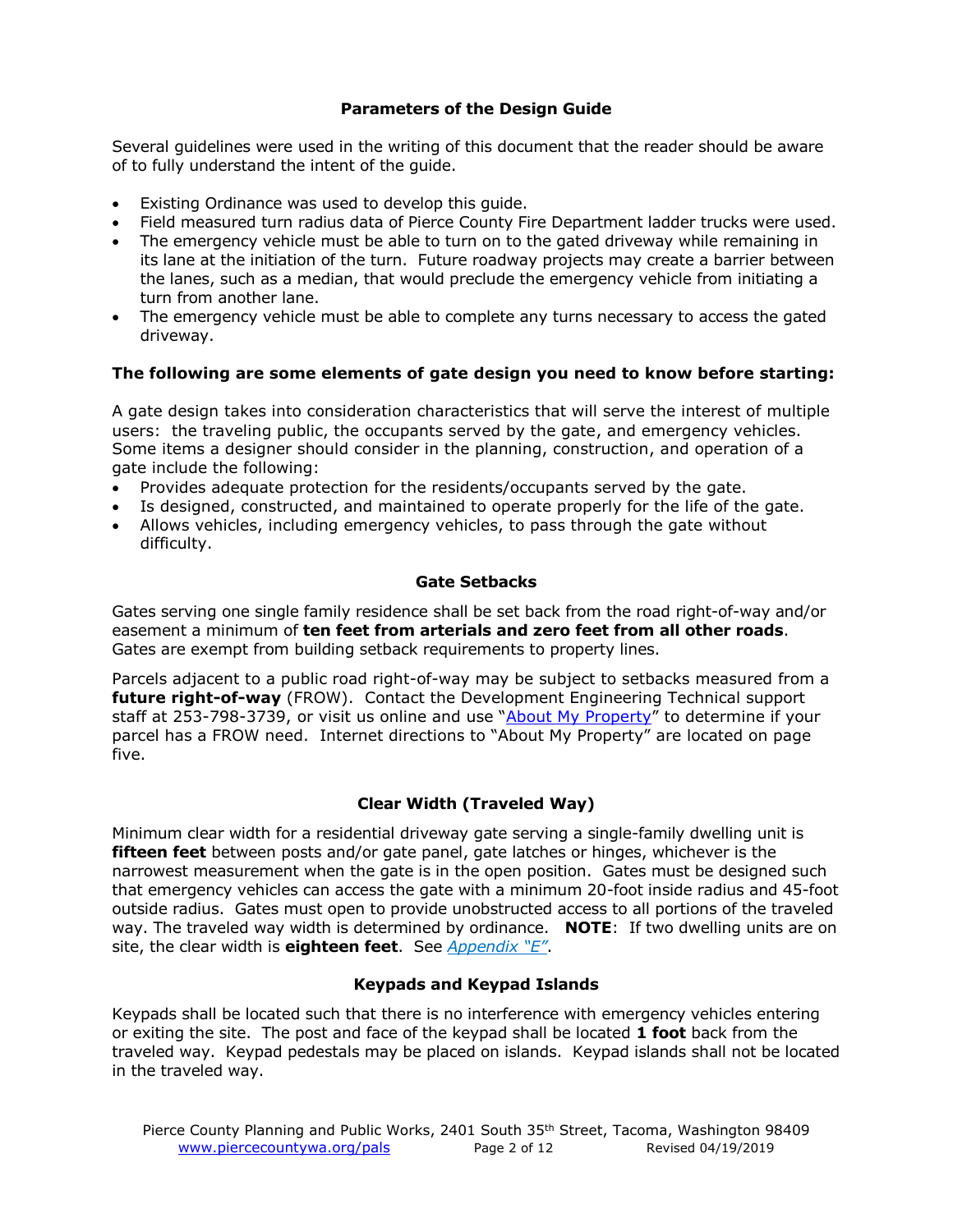## Parameters of the Design Guide

Several guidelines were used in the writing of this document that the reader should be aware of to fully understand the intent of the guide.

- Existing Ordinance was used to develop this guide.
- Field measured turn radius data of Pierce County Fire Department ladder trucks were used.
- The emergency vehicle must be able to turn on to the gated driveway while remaining in its lane at the initiation of the turn. Future roadway projects may create a barrier between the lanes, such as a median, that would preclude the emergency vehicle from initiating a turn from another lane.
- The emergency vehicle must be able to complete any turns necessary to access the gated driveway.

### The following are some elements of gate design you need to know before starting:

A gate design takes into consideration characteristics that will serve the interest of multiple users: the traveling public, the occupants served by the gate, and emergency vehicles. Some items a designer should consider in the planning, construction, and operation of a gate include the following:

- Provides adequate protection for the residents/occupants served by the gate.
- Is designed, constructed, and maintained to operate properly for the life of the gate.
- Allows vehicles, including emergency vehicles, to pass through the gate without difficulty.

## Gate Setbacks

Gates serving one single family residence shall be set back from the road right-of-way and/or easement a minimum of **ten feet from arterials and zero feet from all other roads**. Gates are exempt from building setback requirements to property lines.

Parcels adjacent to a public road right-of-way may be subject to setbacks measured from a **future right-of-way** (FROW). Contact the Development Engineering Technical support staff at 253-798-3739, or visit us online and use "About My Property" to determine if your parcel has a FROW need. Internet directions to "About My Property" are located on page five.

## Clear Width (Traveled Way)

Minimum clear width for a residential driveway gate serving a single-family dwelling unit is **fifteen feet** between posts and/or gate panel, gate latches or hinges, whichever is the narrowest measurement when the gate is in the open position. Gates must be designed such that emergency vehicles can access the gate with a minimum 20-foot inside radius and 45-foot outside radius. Gates must open to provide unobstructed access to all portions of the traveled way. The traveled way width is determined by ordinance. **NOTE**: If two dwelling units are on site, the clear width is **eighteen feet**. See *Appendix "E"*.

## Keypads and Keypad Islands

Keypads shall be located such that there is no interference with emergency vehicles entering or exiting the site. The post and face of the keypad shall be located **1 foot** back from the traveled way. Keypad pedestals may be placed on islands. Keypad islands shall not be located in the traveled way.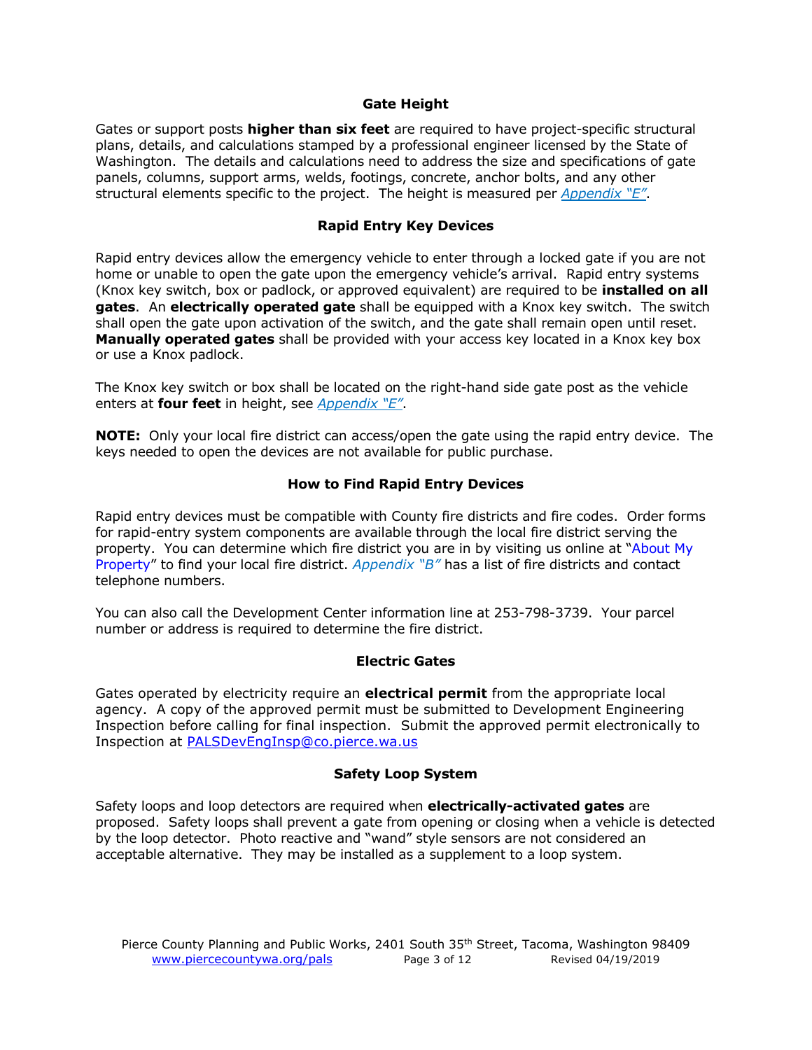### Gate Height

Gates or support posts **higher than six feet** are required to have project-specific structural plans, details, and calculations stamped by a professional engineer licensed by the State of Washington. The details and calculations need to address the size and specifications of gate panels, columns, support arms, welds, footings, concrete, anchor bolts, and any other structural elements specific to the project. The height is measured per *Appendix "E"*.

### Rapid Entry Key Devices

Rapid entry devices allow the emergency vehicle to enter through a locked gate if you are not home or unable to open the gate upon the emergency vehicle's arrival. Rapid entry systems (Knox key switch, box or padlock, or approved equivalent) are required to be **installed on all gates**. An **electrically operated gate** shall be equipped with a Knox key switch. The switch shall open the gate upon activation of the switch, and the gate shall remain open until reset. **Manually operated gates** shall be provided with your access key located in a Knox key box or use a Knox padlock.

The Knox key switch or box shall be located on the right-hand side gate post as the vehicle enters at **four feet** in height, see *Appendix "E"*.

**NOTE:** Only your local fire district can access/open the gate using the rapid entry device. The keys needed to open the devices are not available for public purchase.

### How to Find Rapid Entry Devices

Rapid entry devices must be compatible with County fire districts and fire codes. Order forms for rapid-entry system components are available through the local fire district serving the property. You can determine which fire district you are in by visiting us online at "About My Property" to find your local fire district. *Appendix "B"* has a list of fire districts and contact telephone numbers.

You can also call the Development Center information line at 253-798-3739. Your parcel number or address is required to determine the fire district.

### Electric Gates

Gates operated by electricity require an **electrical permit** from the appropriate local agency. A copy of the approved permit must be submitted to Development Engineering Inspection before calling for final inspection. Submit the approved permit electronically to Inspection at PALSDevEngInsp@co.pierce.wa.us

### Safety Loop System

Safety loops and loop detectors are required when **electrically-activated gates** are proposed. Safety loops shall prevent a gate from opening or closing when a vehicle is detected by the loop detector. Photo reactive and "wand" style sensors are not considered an acceptable alternative. They may be installed as a supplement to a loop system.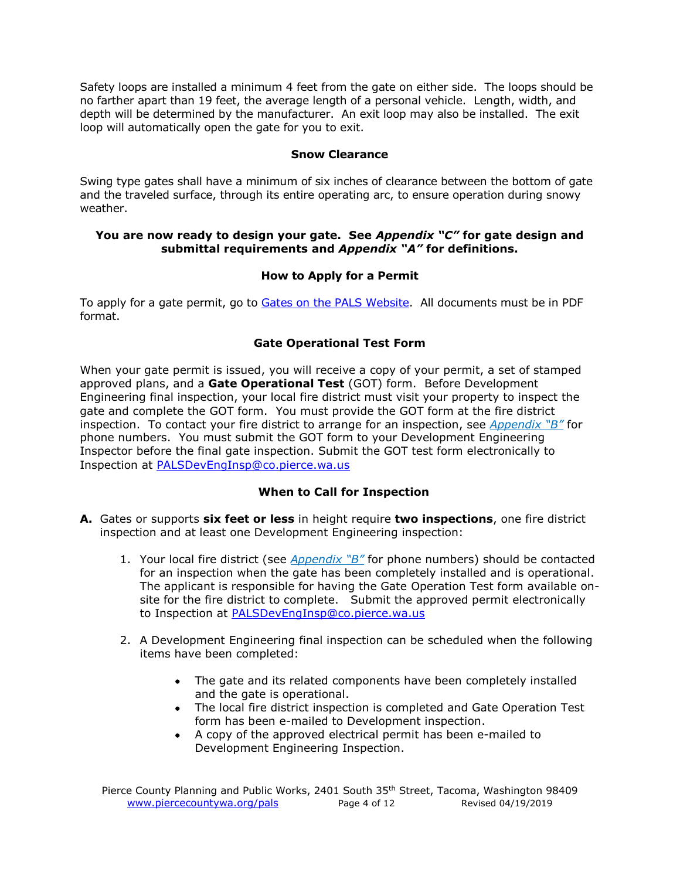Safety loops are installed a minimum 4 feet from the gate on either side. The loops should be no farther apart than 19 feet, the average length of a personal vehicle. Length, width, and depth will be determined by the manufacturer. An exit loop may also be installed. The exit loop will automatically open the gate for you to exit.

### Snow Clearance

Swing type gates shall have a minimum of six inches of clearance between the bottom of gate and the traveled surface, through its entire operating arc, to ensure operation during snowy weather.

**You are now ready to design your gate. See *Appendix "C"* for gate design and submittal requirements and *Appendix "A"* for definitions.**

### How to Apply for a Permit

To apply for a gate permit, go to [Gates on the PALS Website](). All documents must be in PDF format.

### Gate Operational Test Form

When your gate permit is issued, you will receive a copy of your permit, a set of stamped approved plans, and a **Gate Operational Test** (GOT) form. Before Development Engineering final inspection, your local fire district must visit your property to inspect the gate and complete the GOT form. You must provide the GOT form at the fire district inspection. To contact your fire district to arrange for an inspection, see *Appendix "B"* for phone numbers. You must submit the GOT form to your Development Engineering Inspector before the final gate inspection. Submit the GOT test form electronically to Inspection at PALSDevEngInsp@co.pierce.wa.us

### When to Call for Inspection

**A.** Gates or supports **six feet or less** in height require **two inspections**, one fire district inspection and at least one Development Engineering inspection:

1. Your local fire district (see *Appendix "B"* for phone numbers) should be contacted for an inspection when the gate has been completely installed and is operational. The applicant is responsible for having the Gate Operation Test form available on-site for the fire district to complete. Submit the approved permit electronically to Inspection at PALSDevEngInsp@co.pierce.wa.us

2. A Development Engineering final inspection can be scheduled when the following items have been completed:

    - The gate and its related components have been completely installed and the gate is operational.
    - The local fire district inspection is completed and Gate Operation Test form has been e-mailed to Development inspection.
    - A copy of the approved electrical permit has been e-mailed to Development Engineering Inspection.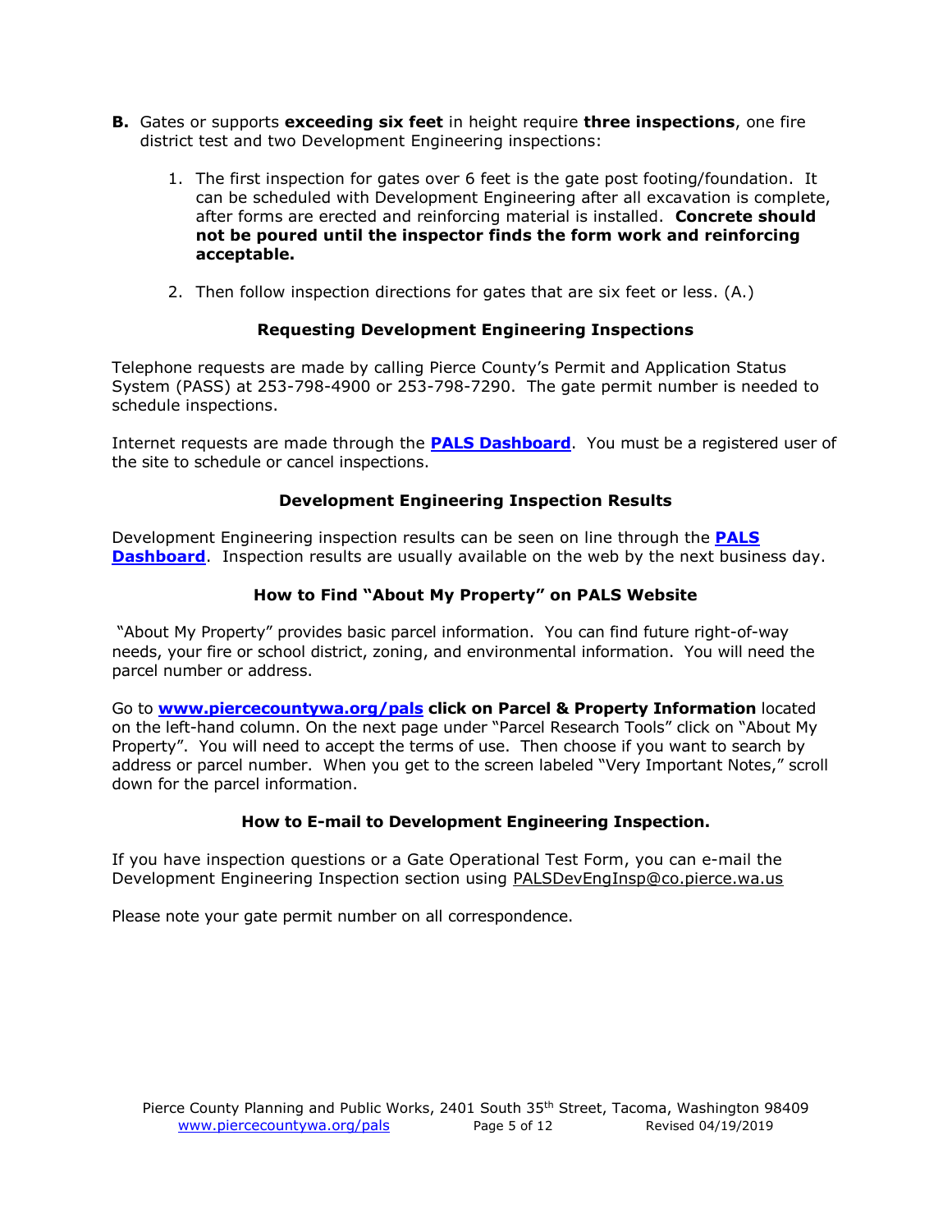**B.** Gates or supports **exceeding six feet** in height require **three inspections**, one fire district test and two Development Engineering inspections:

1. The first inspection for gates over 6 feet is the gate post footing/foundation. It can be scheduled with Development Engineering after all excavation is complete, after forms are erected and reinforcing material is installed. **Concrete should not be poured until the inspector finds the form work and reinforcing acceptable.**

2. Then follow inspection directions for gates that are six feet or less. (A.)

### Requesting Development Engineering Inspections

Telephone requests are made by calling Pierce County's Permit and Application Status System (PASS) at 253-798-4900 or 253-798-7290. The gate permit number is needed to schedule inspections.

Internet requests are made through the **PALS Dashboard**. You must be a registered user of the site to schedule or cancel inspections.

### Development Engineering Inspection Results

Development Engineering inspection results can be seen on line through the **PALS Dashboard**. Inspection results are usually available on the web by the next business day.

### How to Find "About My Property" on PALS Website

"About My Property" provides basic parcel information. You can find future right-of-way needs, your fire or school district, zoning, and environmental information. You will need the parcel number or address.

Go to **www.piercecountywa.org/pals** **click on Parcel & Property Information** located on the left-hand column. On the next page under "Parcel Research Tools" click on "About My Property". You will need to accept the terms of use. Then choose if you want to search by address or parcel number. When you get to the screen labeled "Very Important Notes," scroll down for the parcel information.

### How to E-mail to Development Engineering Inspection.

If you have inspection questions or a Gate Operational Test Form, you can e-mail the Development Engineering Inspection section using PALSDevEngInsp@co.pierce.wa.us

Please note your gate permit number on all correspondence.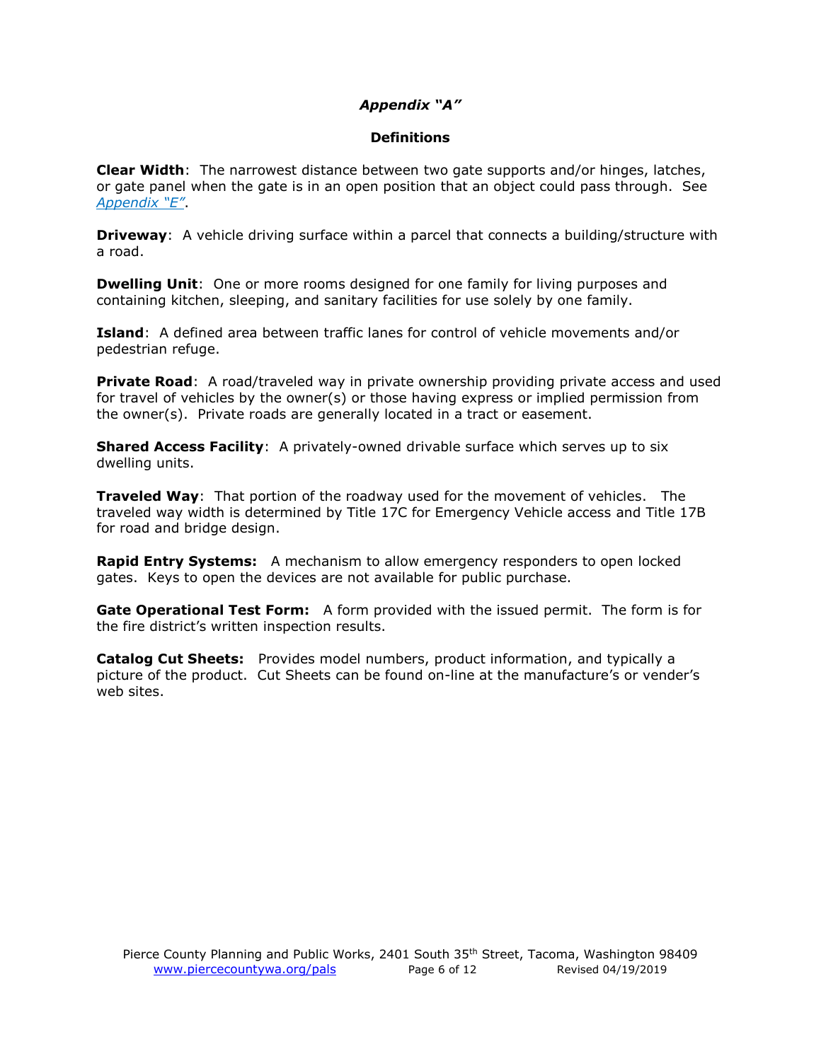## *Appendix "A"*

### Definitions

**Clear Width**: The narrowest distance between two gate supports and/or hinges, latches, or gate panel when the gate is in an open position that an object could pass through. See *Appendix "E"*.

**Driveway**: A vehicle driving surface within a parcel that connects a building/structure with a road.

**Dwelling Unit**: One or more rooms designed for one family for living purposes and containing kitchen, sleeping, and sanitary facilities for use solely by one family.

**Island**: A defined area between traffic lanes for control of vehicle movements and/or pedestrian refuge.

**Private Road**: A road/traveled way in private ownership providing private access and used for travel of vehicles by the owner(s) or those having express or implied permission from the owner(s). Private roads are generally located in a tract or easement.

**Shared Access Facility**: A privately-owned drivable surface which serves up to six dwelling units.

**Traveled Way**: That portion of the roadway used for the movement of vehicles. The traveled way width is determined by Title 17C for Emergency Vehicle access and Title 17B for road and bridge design.

**Rapid Entry Systems:** A mechanism to allow emergency responders to open locked gates. Keys to open the devices are not available for public purchase.

**Gate Operational Test Form:** A form provided with the issued permit. The form is for the fire district's written inspection results.

**Catalog Cut Sheets:** Provides model numbers, product information, and typically a picture of the product. Cut Sheets can be found on-line at the manufacture's or vender's web sites.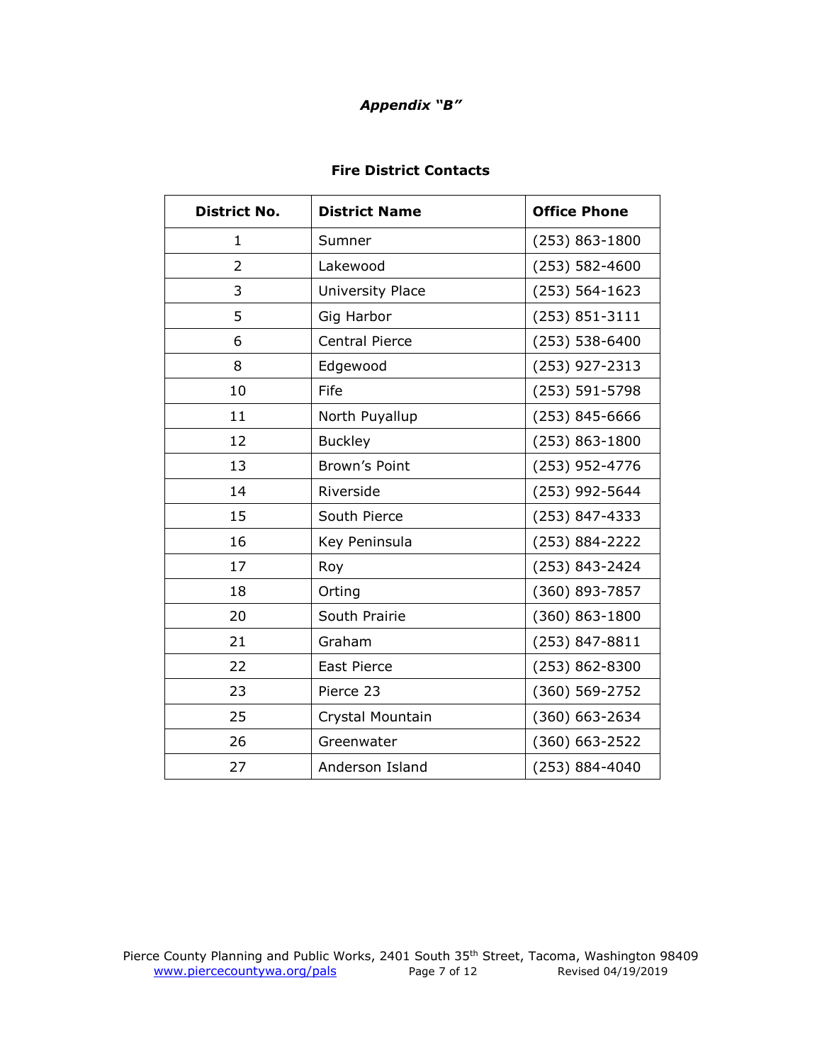*Appendix "B"*

**Fire District Contacts**

| District No. | District Name | Office Phone |
|---|---|---|
| 1 | Sumner | (253) 863-1800 |
| 2 | Lakewood | (253) 582-4600 |
| 3 | University Place | (253) 564-1623 |
| 5 | Gig Harbor | (253) 851-3111 |
| 6 | Central Pierce | (253) 538-6400 |
| 8 | Edgewood | (253) 927-2313 |
| 10 | Fife | (253) 591-5798 |
| 11 | North Puyallup | (253) 845-6666 |
| 12 | Buckley | (253) 863-1800 |
| 13 | Brown's Point | (253) 952-4776 |
| 14 | Riverside | (253) 992-5644 |
| 15 | South Pierce | (253) 847-4333 |
| 16 | Key Peninsula | (253) 884-2222 |
| 17 | Roy | (253) 843-2424 |
| 18 | Orting | (360) 893-7857 |
| 20 | South Prairie | (360) 863-1800 |
| 21 | Graham | (253) 847-8811 |
| 22 | East Pierce | (253) 862-8300 |
| 23 | Pierce 23 | (360) 569-2752 |
| 25 | Crystal Mountain | (360) 663-2634 |
| 26 | Greenwater | (360) 663-2522 |
| 27 | Anderson Island | (253) 884-4040 |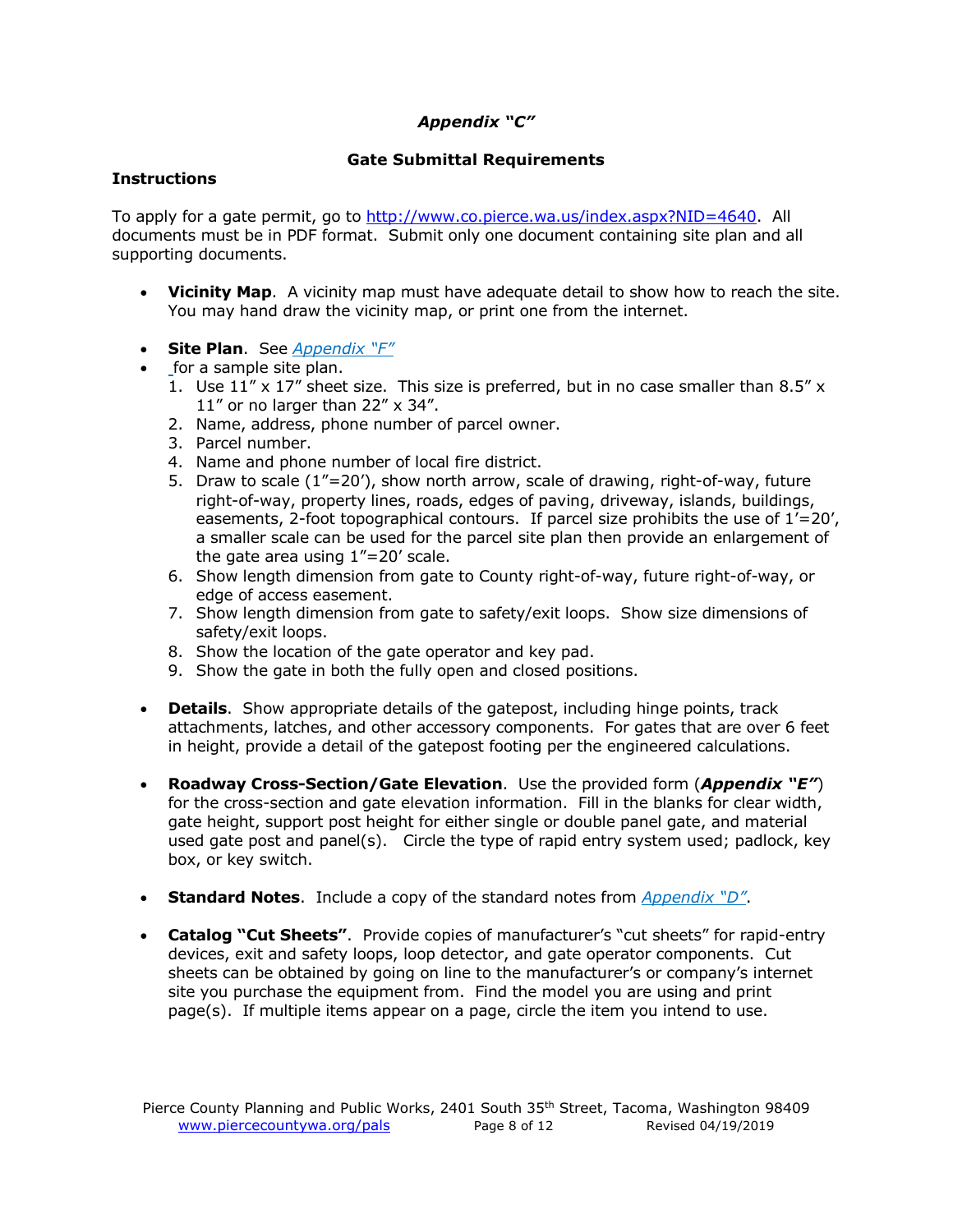# *Appendix "C"*

## Gate Submittal Requirements

**Instructions**

To apply for a gate permit, go to http://www.co.pierce.wa.us/index.aspx?NID=4640. All documents must be in PDF format. Submit only one document containing site plan and all supporting documents.

- **Vicinity Map**. A vicinity map must have adequate detail to show how to reach the site. You may hand draw the vicinity map, or print one from the internet.

- **Site Plan**. See *Appendix "F"*
- for a sample site plan.
  1. Use 11" x 17" sheet size. This size is preferred, but in no case smaller than 8.5" x 11" or no larger than 22" x 34".
  2. Name, address, phone number of parcel owner.
  3. Parcel number.
  4. Name and phone number of local fire district.
  5. Draw to scale (1"=20'), show north arrow, scale of drawing, right-of-way, future right-of-way, property lines, roads, edges of paving, driveway, islands, buildings, easements, 2-foot topographical contours. If parcel size prohibits the use of 1'=20', a smaller scale can be used for the parcel site plan then provide an enlargement of the gate area using 1"=20' scale.
  6. Show length dimension from gate to County right-of-way, future right-of-way, or edge of access easement.
  7. Show length dimension from gate to safety/exit loops. Show size dimensions of safety/exit loops.
  8. Show the location of the gate operator and key pad.
  9. Show the gate in both the fully open and closed positions.

- **Details**. Show appropriate details of the gatepost, including hinge points, track attachments, latches, and other accessory components. For gates that are over 6 feet in height, provide a detail of the gatepost footing per the engineered calculations.

- **Roadway Cross-Section/Gate Elevation**. Use the provided form (***Appendix "E"***) for the cross-section and gate elevation information. Fill in the blanks for clear width, gate height, support post height for either single or double panel gate, and material used gate post and panel(s). Circle the type of rapid entry system used; padlock, key box, or key switch.

- **Standard Notes**. Include a copy of the standard notes from *Appendix "D"*.

- **Catalog "Cut Sheets"**. Provide copies of manufacturer's "cut sheets" for rapid-entry devices, exit and safety loops, loop detector, and gate operator components. Cut sheets can be obtained by going on line to the manufacturer's or company's internet site you purchase the equipment from. Find the model you are using and print page(s). If multiple items appear on a page, circle the item you intend to use.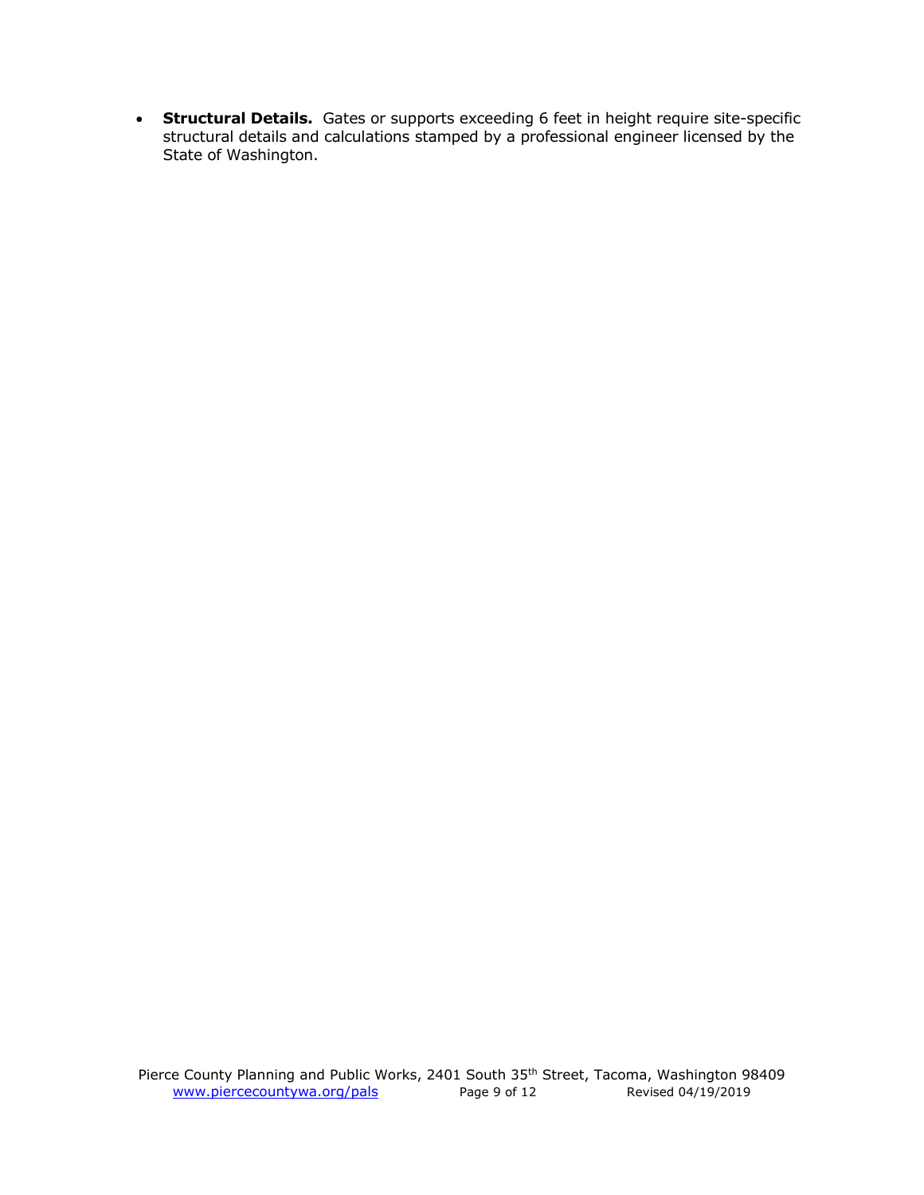- **Structural Details.** Gates or supports exceeding 6 feet in height require site-specific structural details and calculations stamped by a professional engineer licensed by the State of Washington.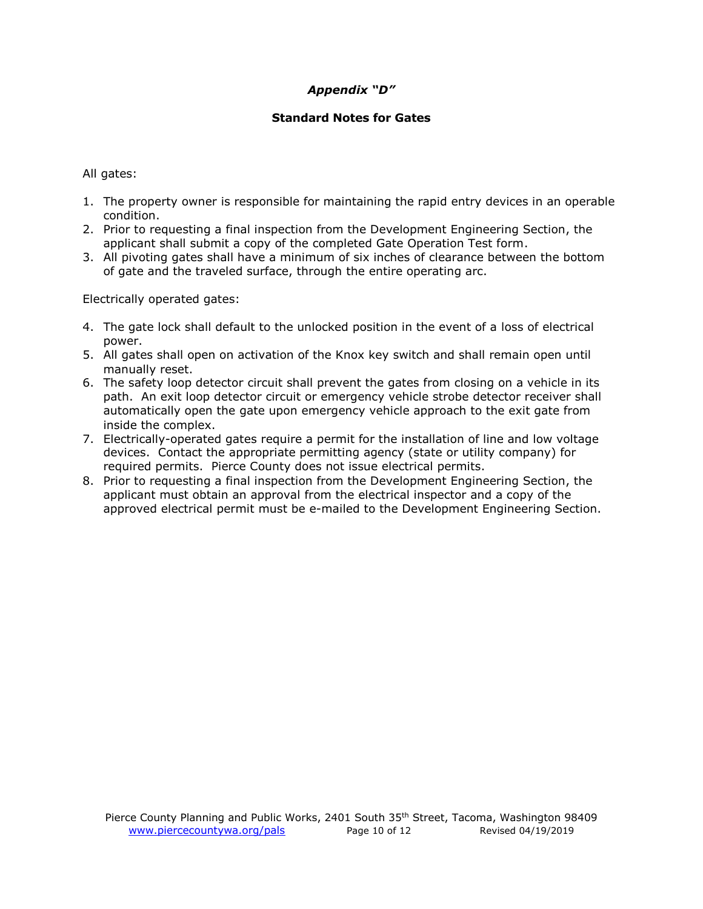# *Appendix "D"*

## Standard Notes for Gates

All gates:

1. The property owner is responsible for maintaining the rapid entry devices in an operable condition.
2. Prior to requesting a final inspection from the Development Engineering Section, the applicant shall submit a copy of the completed Gate Operation Test form.
3. All pivoting gates shall have a minimum of six inches of clearance between the bottom of gate and the traveled surface, through the entire operating arc.

Electrically operated gates:

4. The gate lock shall default to the unlocked position in the event of a loss of electrical power.
5. All gates shall open on activation of the Knox key switch and shall remain open until manually reset.
6. The safety loop detector circuit shall prevent the gates from closing on a vehicle in its path. An exit loop detector circuit or emergency vehicle strobe detector receiver shall automatically open the gate upon emergency vehicle approach to the exit gate from inside the complex.
7. Electrically-operated gates require a permit for the installation of line and low voltage devices. Contact the appropriate permitting agency (state or utility company) for required permits. Pierce County does not issue electrical permits.
8. Prior to requesting a final inspection from the Development Engineering Section, the applicant must obtain an approval from the electrical inspector and a copy of the approved electrical permit must be e-mailed to the Development Engineering Section.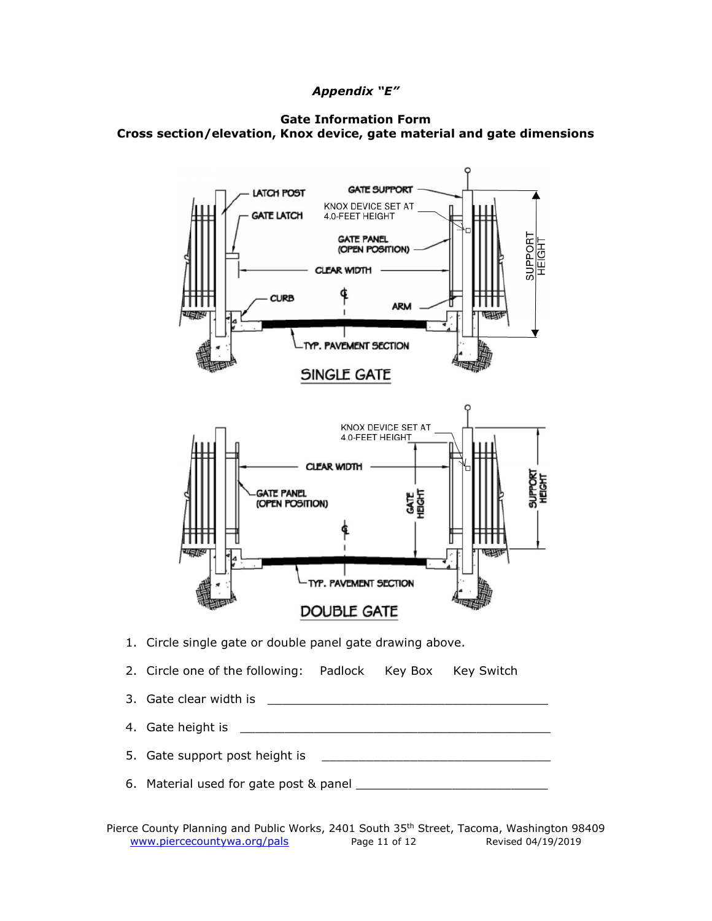*Appendix "E"*

**Gate Information Form**
**Cross section/elevation, Knox device, gate material and gate dimensions**

1. Circle single gate or double panel gate drawing above.
2. Circle one of the following: Padlock Key Box Key Switch
3. Gate clear width is ______________________________________
4. Gate height is ______________________________________
5. Gate support post height is ______________________________
6. Material used for gate post & panel _________________________

Pierce County Planning and Public Works, 2401 South 35th Street, Tacoma, Washington 98409
www.piercecountywa.org/pals Revised 04/19/2019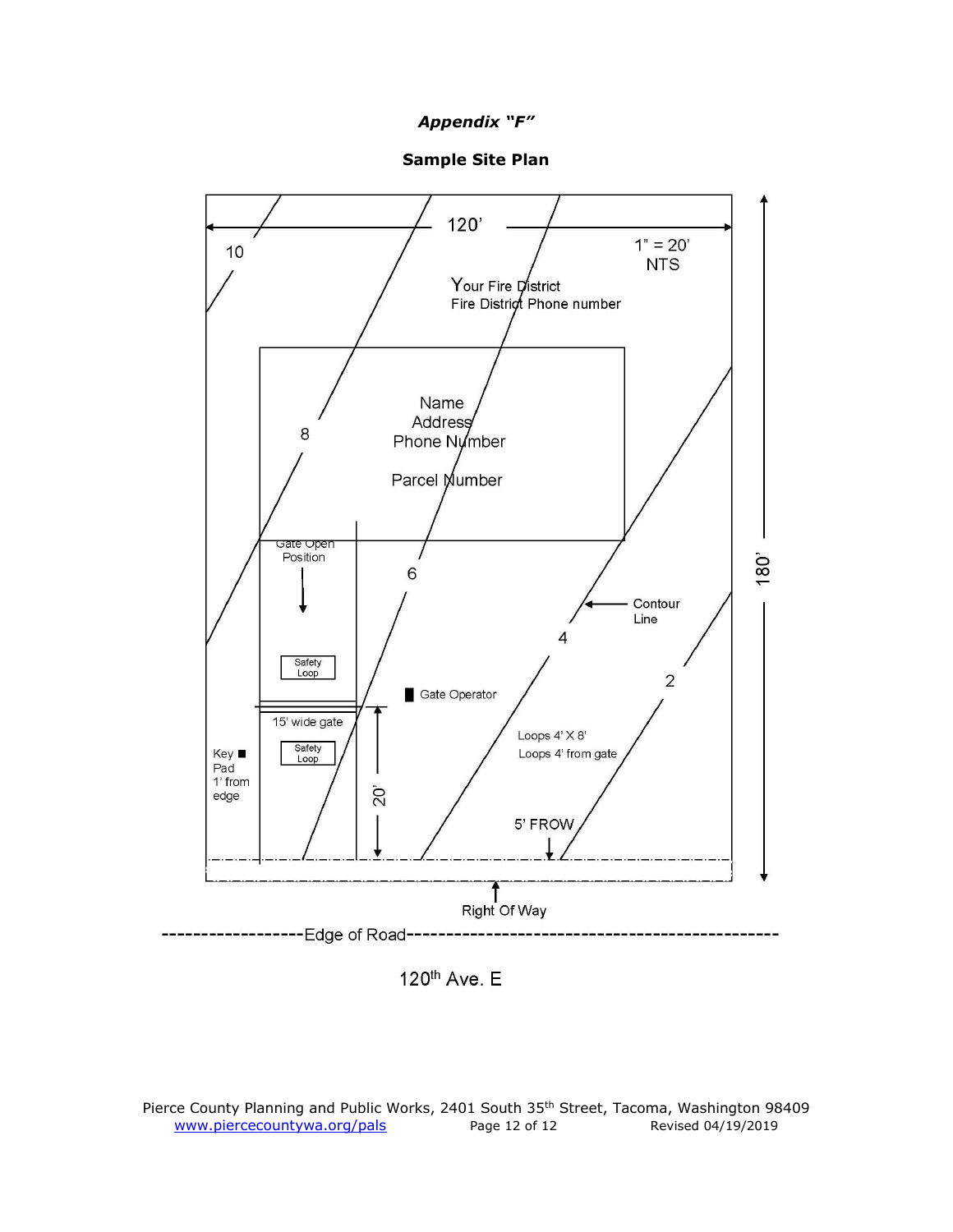*Appendix "F"*

**Sample Site Plan**

120'

1" = 20'
NTS

10

Your Fire District
Fire District Phone number

Name
Address
Phone Number

Parcel Number

8

Gate Open
Position

6

Contour
Line

4

2

Safety
Loop

Gate Operator

15' wide gate

Safety
Loop

Key
Pad
1' from
edge

Loops 4' X 8'
Loops 4' from gate

20'

5' FROW

180'

Right Of Way

Edge of Road

120th Ave. E

Pierce County Planning and Public Works, 2401 South 35th Street, Tacoma, Washington 98409
www.piercecountywa.org/pals Revised 04/19/2019